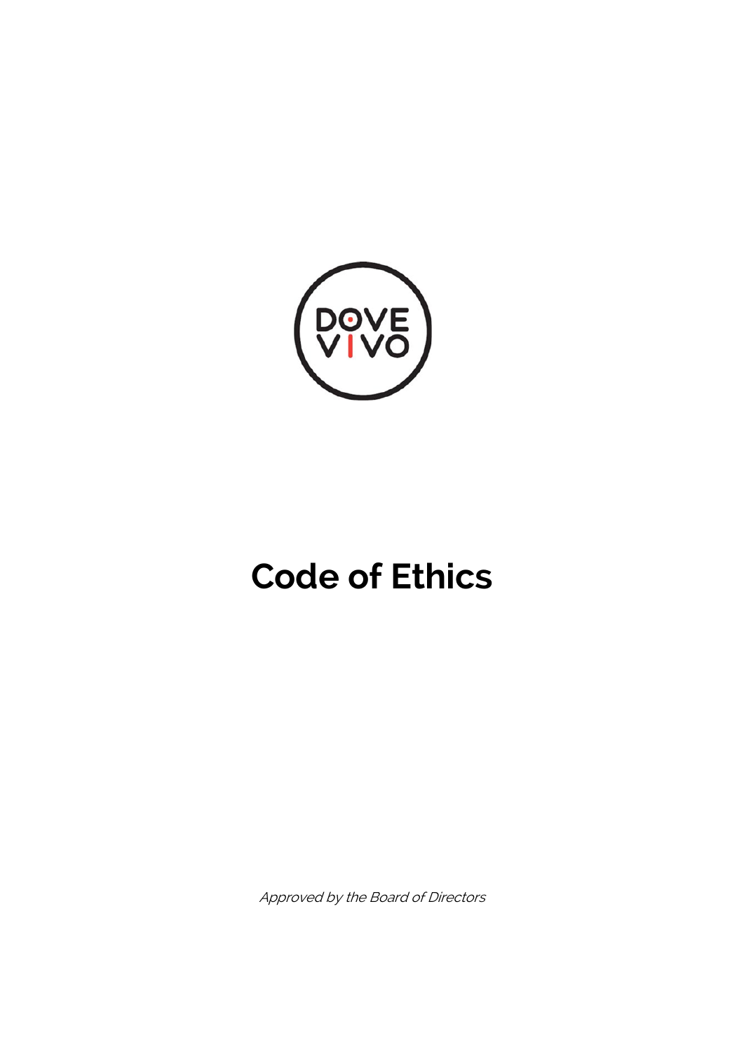DOVE VIVO

# Code of Ethics

*Approved by the Board of Directors*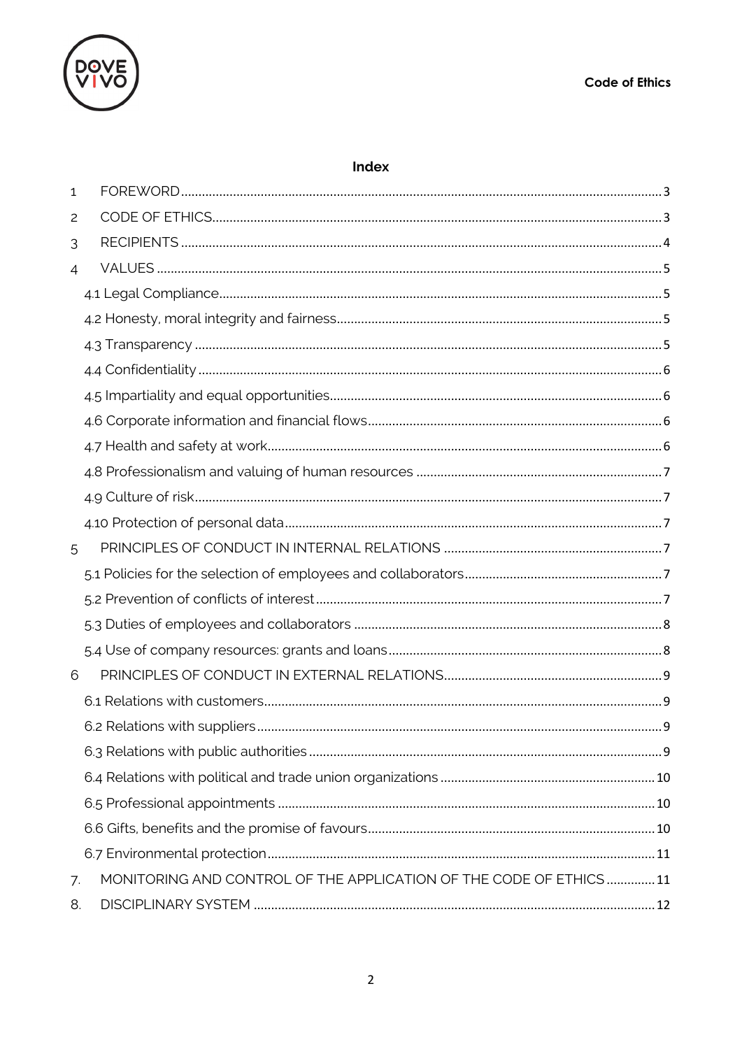## Index

| | | |
|---|---|---|
| 1 | FOREWORD | 3 |
| 2 | CODE OF ETHICS | 3 |
| 3 | RECIPIENTS | 4 |
| 4 | VALUES | 5 |
| | 4.1 Legal Compliance | 5 |
| | 4.2 Honesty, moral integrity and fairness | 5 |
| | 4.3 Transparency | 5 |
| | 4.4 Confidentiality | 6 |
| | 4.5 Impartiality and equal opportunities | 6 |
| | 4.6 Corporate information and financial flows | 6 |
| | 4.7 Health and safety at work | 6 |
| | 4.8 Professionalism and valuing of human resources | 7 |
| | 4.9 Culture of risk | 7 |
| | 4.10 Protection of personal data | 7 |
| 5 | PRINCIPLES OF CONDUCT IN INTERNAL RELATIONS | 7 |
| | 5.1 Policies for the selection of employees and collaborators | 7 |
| | 5.2 Prevention of conflicts of interest | 7 |
| | 5.3 Duties of employees and collaborators | 8 |
| | 5.4 Use of company resources: grants and loans | 8 |
| 6 | PRINCIPLES OF CONDUCT IN EXTERNAL RELATIONS | 9 |
| | 6.1 Relations with customers | 9 |
| | 6.2 Relations with suppliers | 9 |
| | 6.3 Relations with public authorities | 9 |
| | 6.4 Relations with political and trade union organizations | 10 |
| | 6.5 Professional appointments | 10 |
| | 6.6 Gifts, benefits and the promise of favours | 10 |
| | 6.7 Environmental protection | 11 |
| 7. | MONITORING AND CONTROL OF THE APPLICATION OF THE CODE OF ETHICS | 11 |
| 8. | DISCIPLINARY SYSTEM | 12 |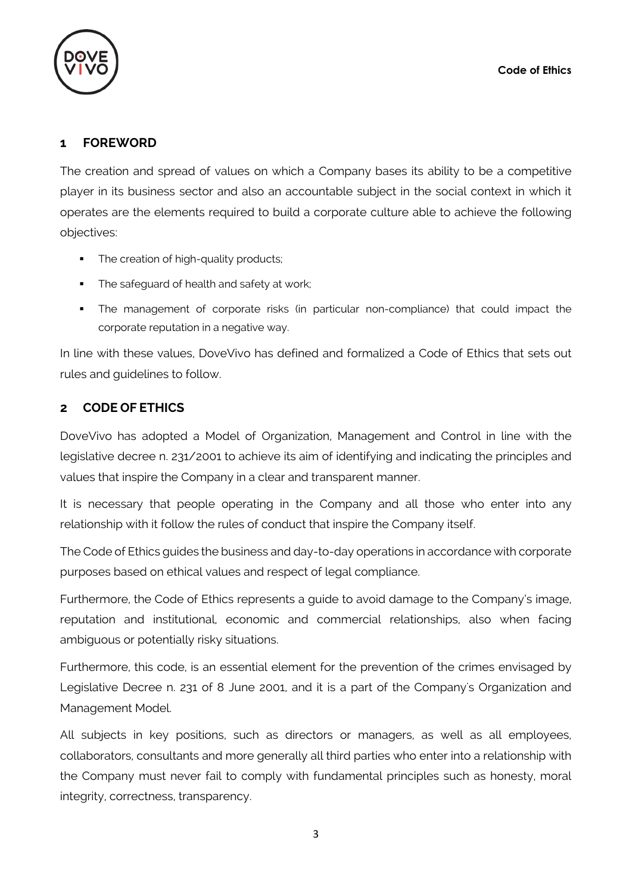## 1 FOREWORD

The creation and spread of values on which a Company bases its ability to be a competitive player in its business sector and also an accountable subject in the social context in which it operates are the elements required to build a corporate culture able to achieve the following objectives:

- The creation of high-quality products;
- The safeguard of health and safety at work;
- The management of corporate risks (in particular non-compliance) that could impact the corporate reputation in a negative way.

In line with these values, DoveVivo has defined and formalized a Code of Ethics that sets out rules and guidelines to follow.

## 2 CODE OF ETHICS

DoveVivo has adopted a Model of Organization, Management and Control in line with the legislative decree n. 231/2001 to achieve its aim of identifying and indicating the principles and values that inspire the Company in a clear and transparent manner.

It is necessary that people operating in the Company and all those who enter into any relationship with it follow the rules of conduct that inspire the Company itself.

The Code of Ethics guides the business and day-to-day operations in accordance with corporate purposes based on ethical values and respect of legal compliance.

Furthermore, the Code of Ethics represents a guide to avoid damage to the Company's image, reputation and institutional, economic and commercial relationships, also when facing ambiguous or potentially risky situations.

Furthermore, this code, is an essential element for the prevention of the crimes envisaged by Legislative Decree n. 231 of 8 June 2001, and it is a part of the Company's Organization and Management Model.

All subjects in key positions, such as directors or managers, as well as all employees, collaborators, consultants and more generally all third parties who enter into a relationship with the Company must never fail to comply with fundamental principles such as honesty, moral integrity, correctness, transparency.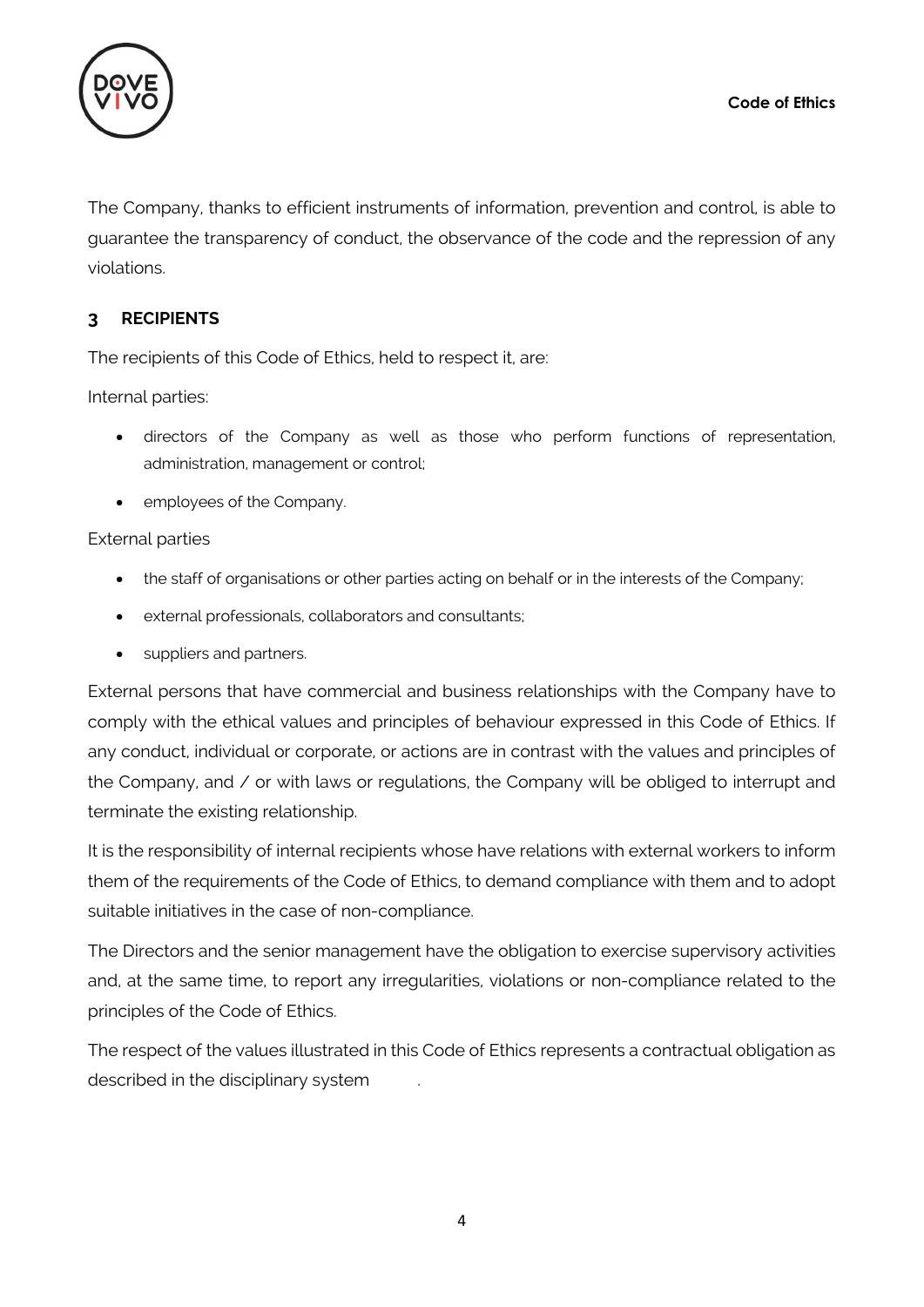The Company, thanks to efficient instruments of information, prevention and control, is able to guarantee the transparency of conduct, the observance of the code and the repression of any violations.

## 3 RECIPIENTS

The recipients of this Code of Ethics, held to respect it, are:

Internal parties:

- directors of the Company as well as those who perform functions of representation, administration, management or control;
- employees of the Company.

External parties

- the staff of organisations or other parties acting on behalf or in the interests of the Company;
- external professionals, collaborators and consultants;
- suppliers and partners.

External persons that have commercial and business relationships with the Company have to comply with the ethical values and principles of behaviour expressed in this Code of Ethics. If any conduct, individual or corporate, or actions are in contrast with the values and principles of the Company, and / or with laws or regulations, the Company will be obliged to interrupt and terminate the existing relationship.

It is the responsibility of internal recipients whose have relations with external workers to inform them of the requirements of the Code of Ethics, to demand compliance with them and to adopt suitable initiatives in the case of non-compliance.

The Directors and the senior management have the obligation to exercise supervisory activities and, at the same time, to report any irregularities, violations or non-compliance related to the principles of the Code of Ethics.

The respect of the values illustrated in this Code of Ethics represents a contractual obligation as described in the disciplinary system .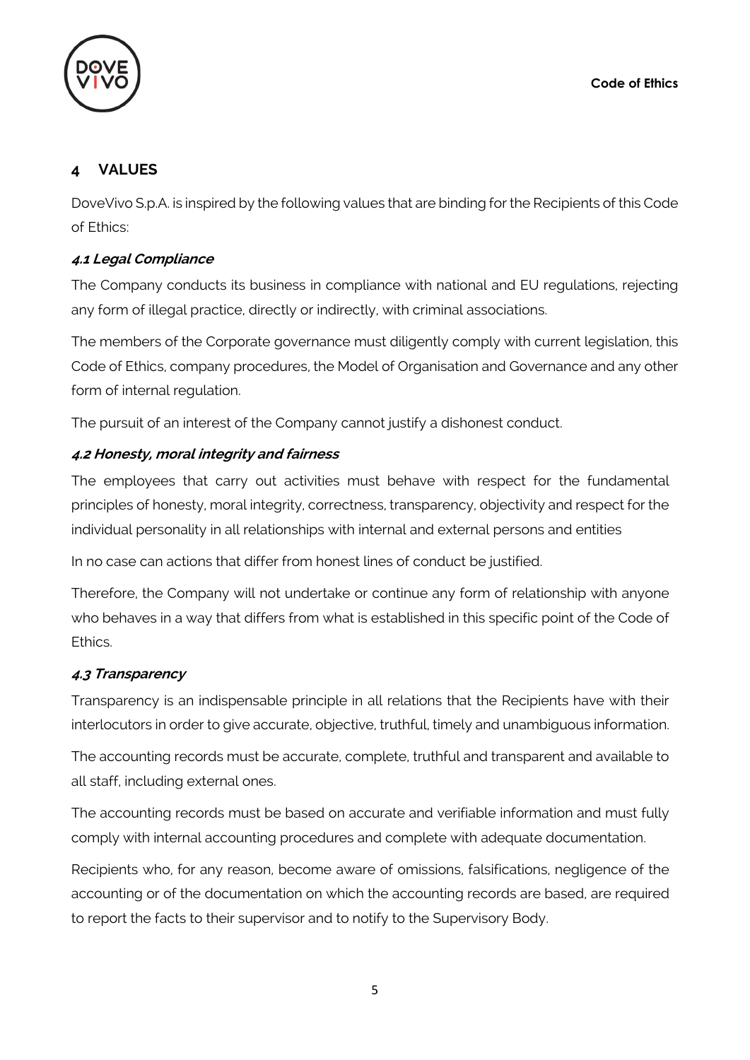## 4 VALUES

DoveVivo S.p.A. is inspired by the following values that are binding for the Recipients of this Code of Ethics:

### *4.1 Legal Compliance*

The Company conducts its business in compliance with national and EU regulations, rejecting any form of illegal practice, directly or indirectly, with criminal associations.

The members of the Corporate governance must diligently comply with current legislation, this Code of Ethics, company procedures, the Model of Organisation and Governance and any other form of internal regulation.

The pursuit of an interest of the Company cannot justify a dishonest conduct.

### *4.2 Honesty, moral integrity and fairness*

The employees that carry out activities must behave with respect for the fundamental principles of honesty, moral integrity, correctness, transparency, objectivity and respect for the individual personality in all relationships with internal and external persons and entities

In no case can actions that differ from honest lines of conduct be justified.

Therefore, the Company will not undertake or continue any form of relationship with anyone who behaves in a way that differs from what is established in this specific point of the Code of Ethics.

### *4.3 Transparency*

Transparency is an indispensable principle in all relations that the Recipients have with their interlocutors in order to give accurate, objective, truthful, timely and unambiguous information.

The accounting records must be accurate, complete, truthful and transparent and available to all staff, including external ones.

The accounting records must be based on accurate and verifiable information and must fully comply with internal accounting procedures and complete with adequate documentation.

Recipients who, for any reason, become aware of omissions, falsifications, negligence of the accounting or of the documentation on which the accounting records are based, are required to report the facts to their supervisor and to notify to the Supervisory Body.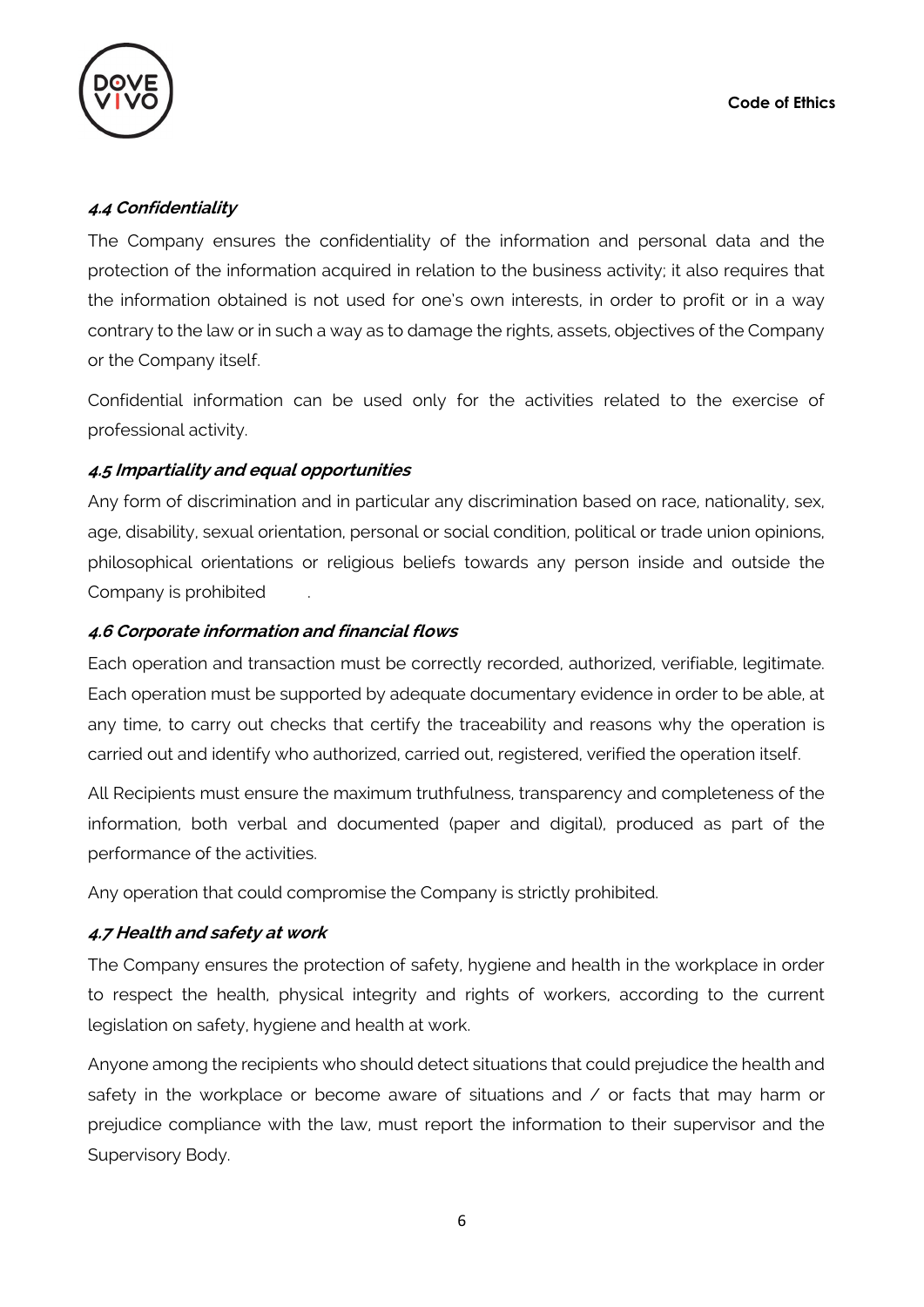### *4.4 Confidentiality*

The Company ensures the confidentiality of the information and personal data and the protection of the information acquired in relation to the business activity; it also requires that the information obtained is not used for one's own interests, in order to profit or in a way contrary to the law or in such a way as to damage the rights, assets, objectives of the Company or the Company itself.

Confidential information can be used only for the activities related to the exercise of professional activity.

### *4.5 Impartiality and equal opportunities*

Any form of discrimination and in particular any discrimination based on race, nationality, sex, age, disability, sexual orientation, personal or social condition, political or trade union opinions, philosophical orientations or religious beliefs towards any person inside and outside the Company is prohibited .

### *4.6 Corporate information and financial flows*

Each operation and transaction must be correctly recorded, authorized, verifiable, legitimate. Each operation must be supported by adequate documentary evidence in order to be able, at any time, to carry out checks that certify the traceability and reasons why the operation is carried out and identify who authorized, carried out, registered, verified the operation itself.

All Recipients must ensure the maximum truthfulness, transparency and completeness of the information, both verbal and documented (paper and digital), produced as part of the performance of the activities.

Any operation that could compromise the Company is strictly prohibited.

### *4.7 Health and safety at work*

The Company ensures the protection of safety, hygiene and health in the workplace in order to respect the health, physical integrity and rights of workers, according to the current legislation on safety, hygiene and health at work.

Anyone among the recipients who should detect situations that could prejudice the health and safety in the workplace or become aware of situations and / or facts that may harm or prejudice compliance with the law, must report the information to their supervisor and the Supervisory Body.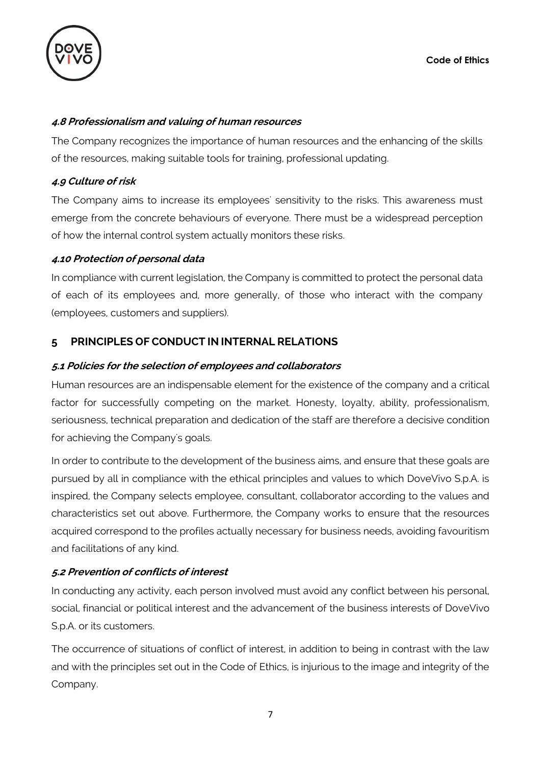#### *4.8 Professionalism and valuing of human resources*

The Company recognizes the importance of human resources and the enhancing of the skills of the resources, making suitable tools for training, professional updating.

#### *4.9 Culture of risk*

The Company aims to increase its employees' sensitivity to the risks. This awareness must emerge from the concrete behaviours of everyone. There must be a widespread perception of how the internal control system actually monitors these risks.

#### *4.10 Protection of personal data*

In compliance with current legislation, the Company is committed to protect the personal data of each of its employees and, more generally, of those who interact with the company (employees, customers and suppliers).

## 5 PRINCIPLES OF CONDUCT IN INTERNAL RELATIONS

#### *5.1 Policies for the selection of employees and collaborators*

Human resources are an indispensable element for the existence of the company and a critical factor for successfully competing on the market. Honesty, loyalty, ability, professionalism, seriousness, technical preparation and dedication of the staff are therefore a decisive condition for achieving the Company's goals.

In order to contribute to the development of the business aims, and ensure that these goals are pursued by all in compliance with the ethical principles and values to which DoveVivo S.p.A. is inspired, the Company selects employee, consultant, collaborator according to the values and characteristics set out above. Furthermore, the Company works to ensure that the resources acquired correspond to the profiles actually necessary for business needs, avoiding favouritism and facilitations of any kind.

#### *5.2 Prevention of conflicts of interest*

In conducting any activity, each person involved must avoid any conflict between his personal, social, financial or political interest and the advancement of the business interests of DoveVivo S.p.A. or its customers.

The occurrence of situations of conflict of interest, in addition to being in contrast with the law and with the principles set out in the Code of Ethics, is injurious to the image and integrity of the Company.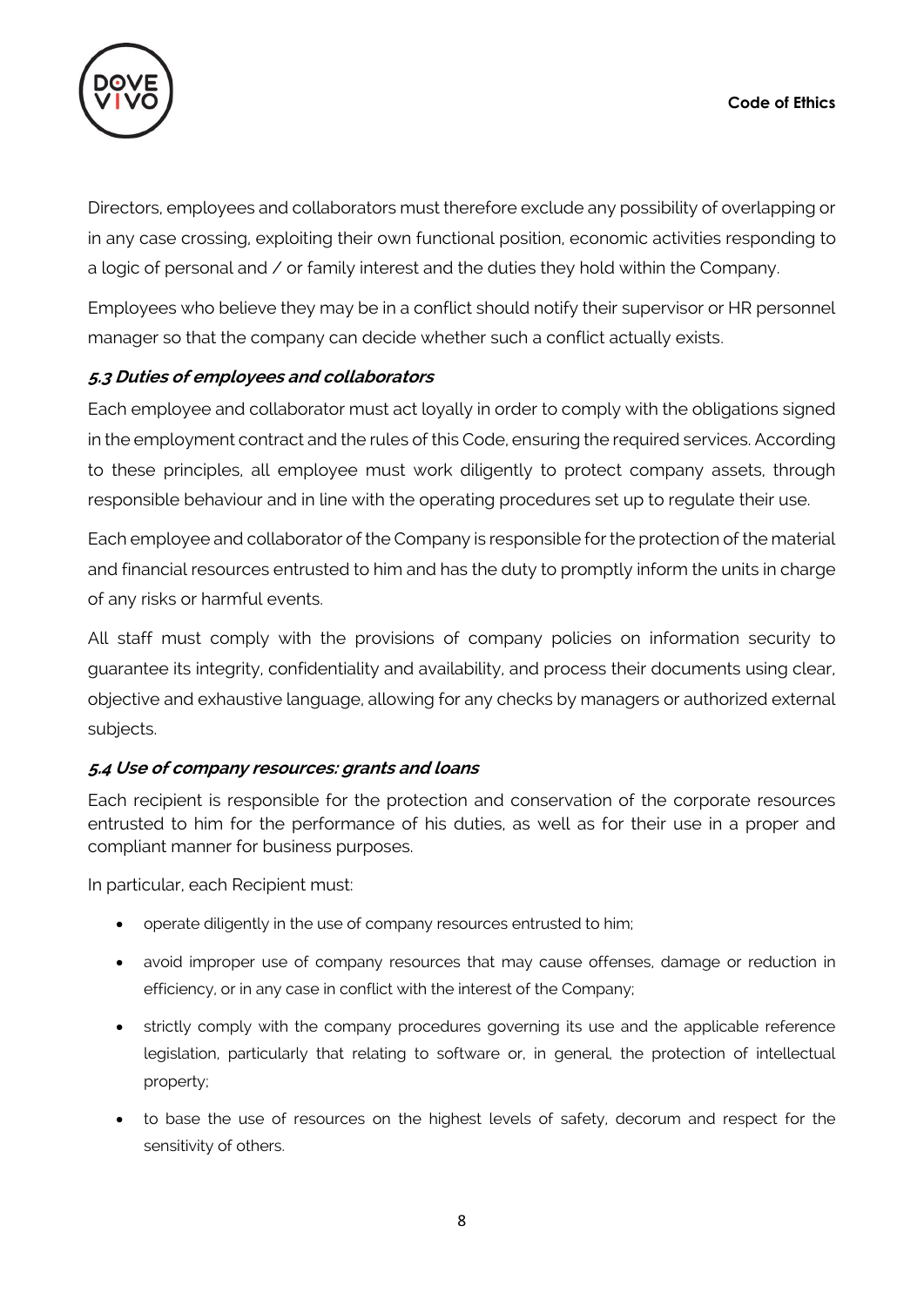Directors, employees and collaborators must therefore exclude any possibility of overlapping or in any case crossing, exploiting their own functional position, economic activities responding to a logic of personal and / or family interest and the duties they hold within the Company.

Employees who believe they may be in a conflict should notify their supervisor or HR personnel manager so that the company can decide whether such a conflict actually exists.

### *5.3 Duties of employees and collaborators*

Each employee and collaborator must act loyally in order to comply with the obligations signed in the employment contract and the rules of this Code, ensuring the required services. According to these principles, all employee must work diligently to protect company assets, through responsible behaviour and in line with the operating procedures set up to regulate their use.

Each employee and collaborator of the Company is responsible for the protection of the material and financial resources entrusted to him and has the duty to promptly inform the units in charge of any risks or harmful events.

All staff must comply with the provisions of company policies on information security to guarantee its integrity, confidentiality and availability, and process their documents using clear, objective and exhaustive language, allowing for any checks by managers or authorized external subjects.

### *5.4 Use of company resources: grants and loans*

Each recipient is responsible for the protection and conservation of the corporate resources entrusted to him for the performance of his duties, as well as for their use in a proper and compliant manner for business purposes.

In particular, each Recipient must:

- operate diligently in the use of company resources entrusted to him;
- avoid improper use of company resources that may cause offenses, damage or reduction in efficiency, or in any case in conflict with the interest of the Company;
- strictly comply with the company procedures governing its use and the applicable reference legislation, particularly that relating to software or, in general, the protection of intellectual property;
- to base the use of resources on the highest levels of safety, decorum and respect for the sensitivity of others.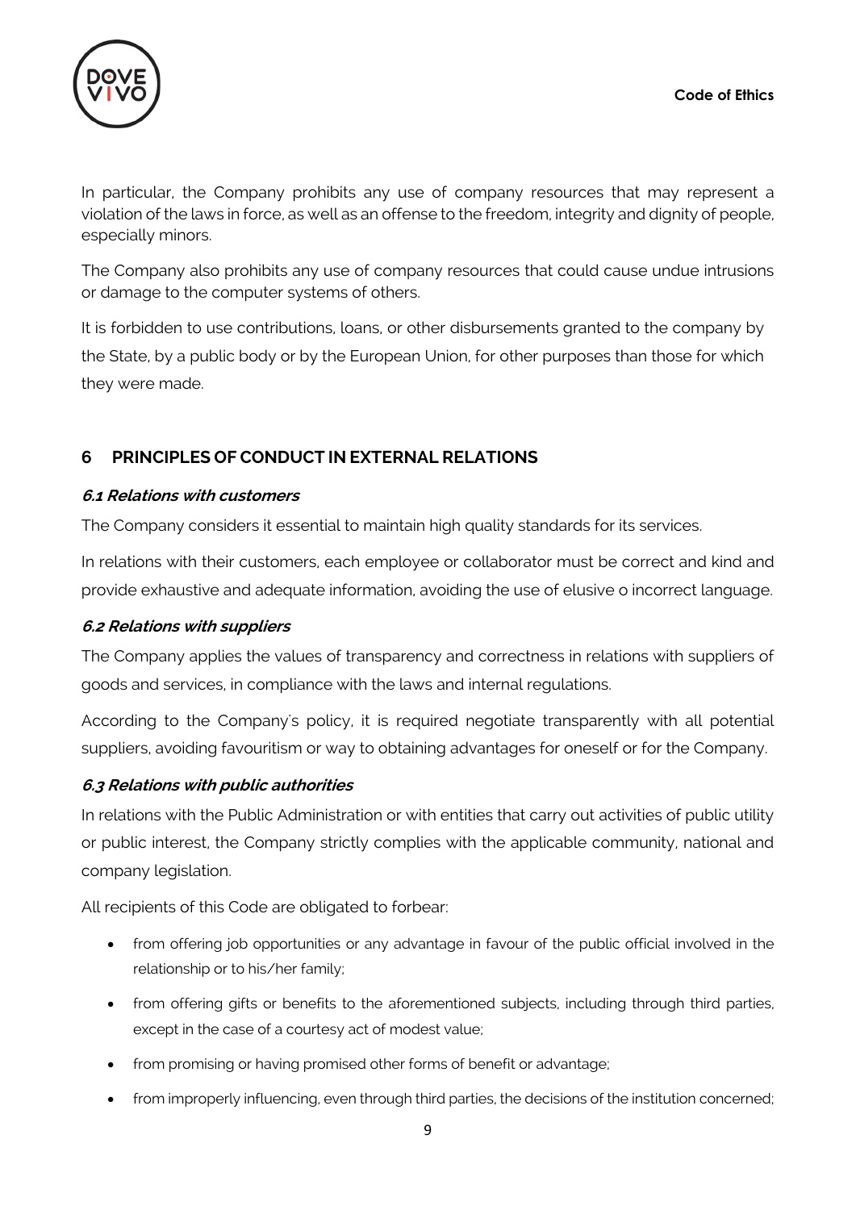In particular, the Company prohibits any use of company resources that may represent a violation of the laws in force, as well as an offense to the freedom, integrity and dignity of people, especially minors.

The Company also prohibits any use of company resources that could cause undue intrusions or damage to the computer systems of others.

It is forbidden to use contributions, loans, or other disbursements granted to the company by the State, by a public body or by the European Union, for other purposes than those for which they were made.

## 6 PRINCIPLES OF CONDUCT IN EXTERNAL RELATIONS

### *6.1 Relations with customers*

The Company considers it essential to maintain high quality standards for its services.

In relations with their customers, each employee or collaborator must be correct and kind and provide exhaustive and adequate information, avoiding the use of elusive o incorrect language.

### *6.2 Relations with suppliers*

The Company applies the values of transparency and correctness in relations with suppliers of goods and services, in compliance with the laws and internal regulations.

According to the Company's policy, it is required negotiate transparently with all potential suppliers, avoiding favouritism or way to obtaining advantages for oneself or for the Company.

### *6.3 Relations with public authorities*

In relations with the Public Administration or with entities that carry out activities of public utility or public interest, the Company strictly complies with the applicable community, national and company legislation.

All recipients of this Code are obligated to forbear:

- from offering job opportunities or any advantage in favour of the public official involved in the relationship or to his/her family;
- from offering gifts or benefits to the aforementioned subjects, including through third parties, except in the case of a courtesy act of modest value;
- from promising or having promised other forms of benefit or advantage;
- from improperly influencing, even through third parties, the decisions of the institution concerned;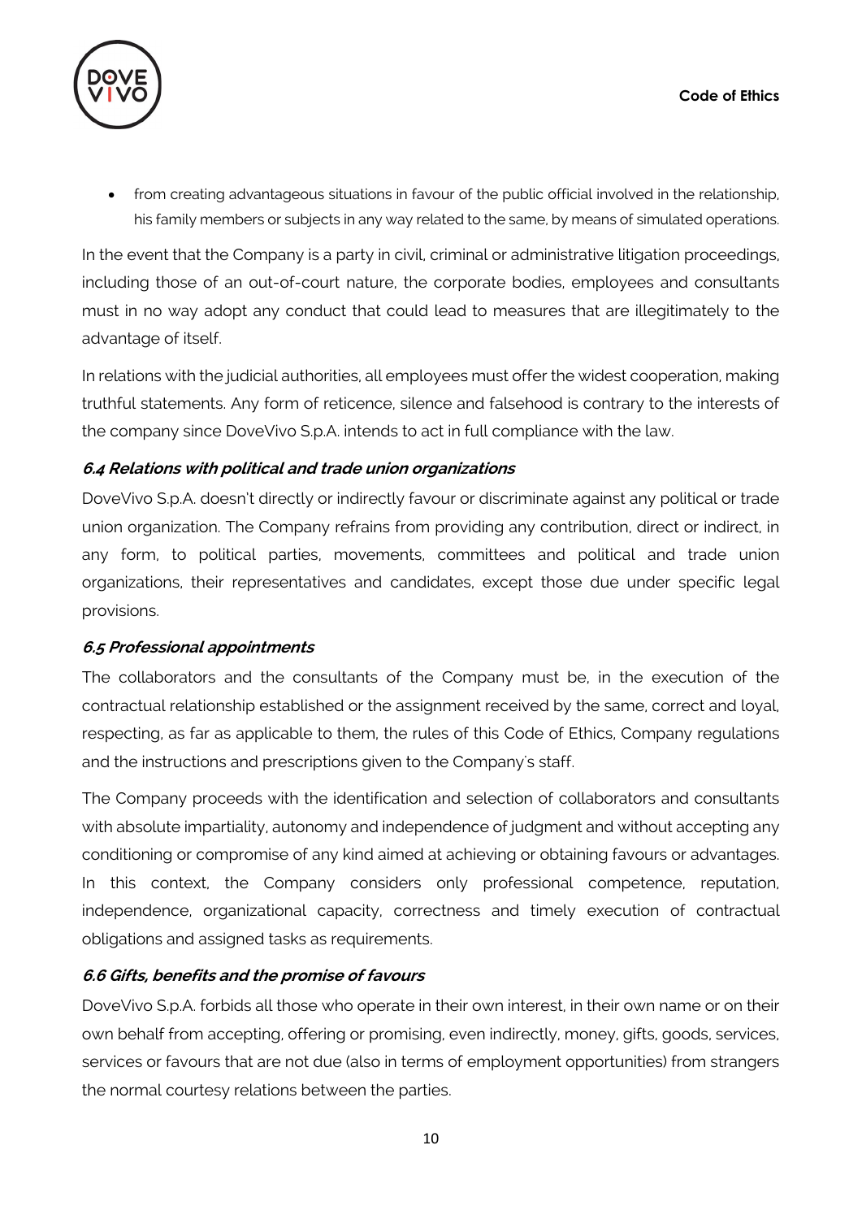- from creating advantageous situations in favour of the public official involved in the relationship, his family members or subjects in any way related to the same, by means of simulated operations.

In the event that the Company is a party in civil, criminal or administrative litigation proceedings, including those of an out-of-court nature, the corporate bodies, employees and consultants must in no way adopt any conduct that could lead to measures that are illegitimately to the advantage of itself.

In relations with the judicial authorities, all employees must offer the widest cooperation, making truthful statements. Any form of reticence, silence and falsehood is contrary to the interests of the company since DoveVivo S.p.A. intends to act in full compliance with the law.

### *6.4 Relations with political and trade union organizations*

DoveVivo S.p.A. doesn't directly or indirectly favour or discriminate against any political or trade union organization. The Company refrains from providing any contribution, direct or indirect, in any form, to political parties, movements, committees and political and trade union organizations, their representatives and candidates, except those due under specific legal provisions.

### *6.5 Professional appointments*

The collaborators and the consultants of the Company must be, in the execution of the contractual relationship established or the assignment received by the same, correct and loyal, respecting, as far as applicable to them, the rules of this Code of Ethics, Company regulations and the instructions and prescriptions given to the Company's staff.

The Company proceeds with the identification and selection of collaborators and consultants with absolute impartiality, autonomy and independence of judgment and without accepting any conditioning or compromise of any kind aimed at achieving or obtaining favours or advantages. In this context, the Company considers only professional competence, reputation, independence, organizational capacity, correctness and timely execution of contractual obligations and assigned tasks as requirements.

### *6.6 Gifts, benefits and the promise of favours*

DoveVivo S.p.A. forbids all those who operate in their own interest, in their own name or on their own behalf from accepting, offering or promising, even indirectly, money, gifts, goods, services, services or favours that are not due (also in terms of employment opportunities) from strangers the normal courtesy relations between the parties.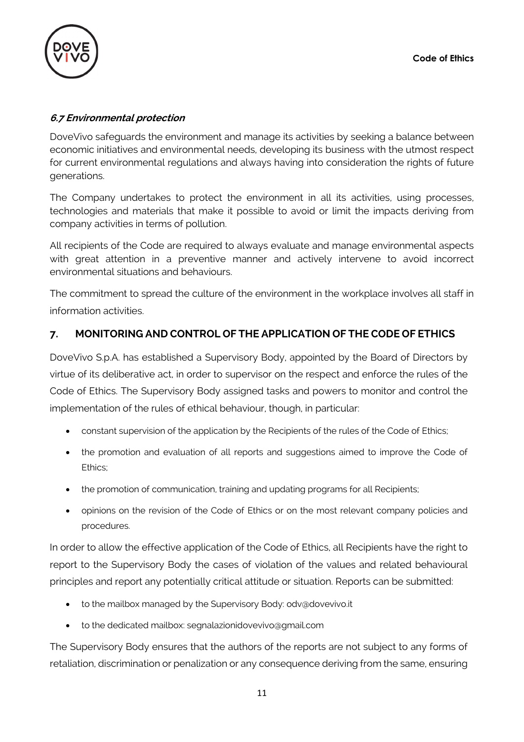### *6.7 Environmental protection*

DoveVivo safeguards the environment and manage its activities by seeking a balance between economic initiatives and environmental needs, developing its business with the utmost respect for current environmental regulations and always having into consideration the rights of future generations.

The Company undertakes to protect the environment in all its activities, using processes, technologies and materials that make it possible to avoid or limit the impacts deriving from company activities in terms of pollution.

All recipients of the Code are required to always evaluate and manage environmental aspects with great attention in a preventive manner and actively intervene to avoid incorrect environmental situations and behaviours.

The commitment to spread the culture of the environment in the workplace involves all staff in information activities.

## 7. MONITORING AND CONTROL OF THE APPLICATION OF THE CODE OF ETHICS

DoveVivo S.p.A. has established a Supervisory Body, appointed by the Board of Directors by virtue of its deliberative act, in order to supervisor on the respect and enforce the rules of the Code of Ethics. The Supervisory Body assigned tasks and powers to monitor and control the implementation of the rules of ethical behaviour, though, in particular:

- constant supervision of the application by the Recipients of the rules of the Code of Ethics;
- the promotion and evaluation of all reports and suggestions aimed to improve the Code of Ethics;
- the promotion of communication, training and updating programs for all Recipients;
- opinions on the revision of the Code of Ethics or on the most relevant company policies and procedures.

In order to allow the effective application of the Code of Ethics, all Recipients have the right to report to the Supervisory Body the cases of violation of the values and related behavioural principles and report any potentially critical attitude or situation. Reports can be submitted:

- to the mailbox managed by the Supervisory Body: odv@dovevivo.it
- to the dedicated mailbox: segnalazionidovevivo@gmail.com

The Supervisory Body ensures that the authors of the reports are not subject to any forms of retaliation, discrimination or penalization or any consequence deriving from the same, ensuring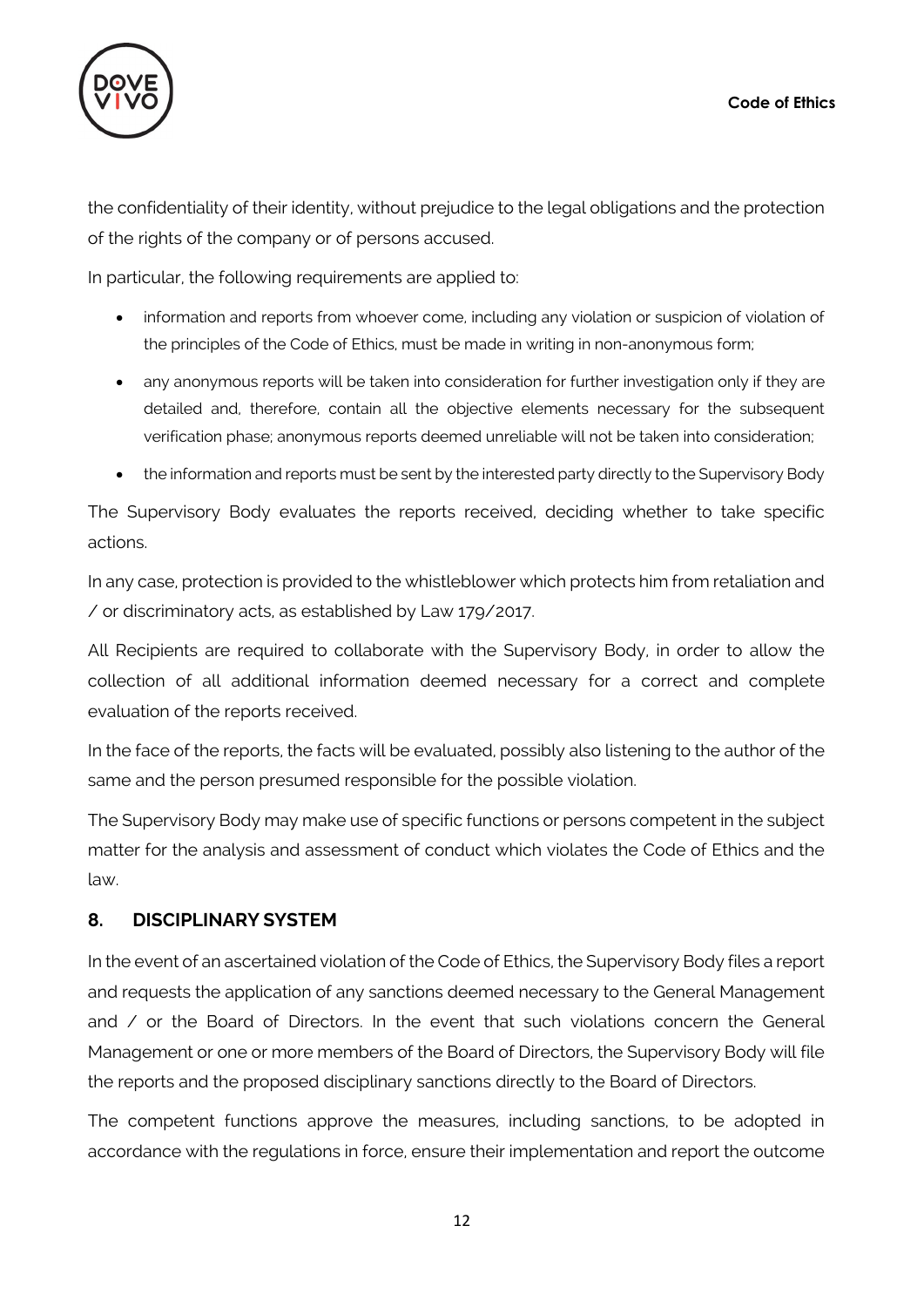the confidentiality of their identity, without prejudice to the legal obligations and the protection of the rights of the company or of persons accused.

In particular, the following requirements are applied to:

- information and reports from whoever come, including any violation or suspicion of violation of the principles of the Code of Ethics, must be made in writing in non-anonymous form;
- any anonymous reports will be taken into consideration for further investigation only if they are detailed and, therefore, contain all the objective elements necessary for the subsequent verification phase; anonymous reports deemed unreliable will not be taken into consideration;
- the information and reports must be sent by the interested party directly to the Supervisory Body

The Supervisory Body evaluates the reports received, deciding whether to take specific actions.

In any case, protection is provided to the whistleblower which protects him from retaliation and / or discriminatory acts, as established by Law 179/2017.

All Recipients are required to collaborate with the Supervisory Body, in order to allow the collection of all additional information deemed necessary for a correct and complete evaluation of the reports received.

In the face of the reports, the facts will be evaluated, possibly also listening to the author of the same and the person presumed responsible for the possible violation.

The Supervisory Body may make use of specific functions or persons competent in the subject matter for the analysis and assessment of conduct which violates the Code of Ethics and the law.

## 8. DISCIPLINARY SYSTEM

In the event of an ascertained violation of the Code of Ethics, the Supervisory Body files a report and requests the application of any sanctions deemed necessary to the General Management and / or the Board of Directors. In the event that such violations concern the General Management or one or more members of the Board of Directors, the Supervisory Body will file the reports and the proposed disciplinary sanctions directly to the Board of Directors.

The competent functions approve the measures, including sanctions, to be adopted in accordance with the regulations in force, ensure their implementation and report the outcome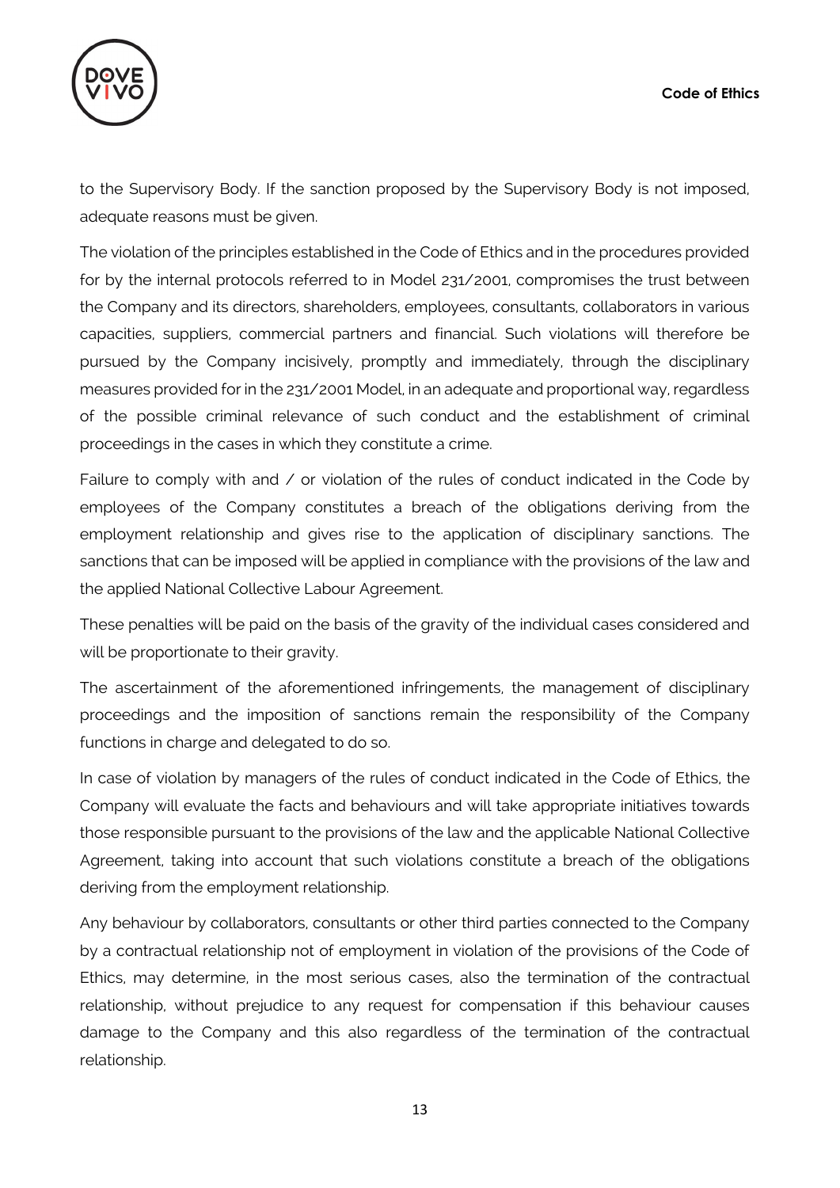to the Supervisory Body. If the sanction proposed by the Supervisory Body is not imposed, adequate reasons must be given.

The violation of the principles established in the Code of Ethics and in the procedures provided for by the internal protocols referred to in Model 231/2001, compromises the trust between the Company and its directors, shareholders, employees, consultants, collaborators in various capacities, suppliers, commercial partners and financial. Such violations will therefore be pursued by the Company incisively, promptly and immediately, through the disciplinary measures provided for in the 231/2001 Model, in an adequate and proportional way, regardless of the possible criminal relevance of such conduct and the establishment of criminal proceedings in the cases in which they constitute a crime.

Failure to comply with and / or violation of the rules of conduct indicated in the Code by employees of the Company constitutes a breach of the obligations deriving from the employment relationship and gives rise to the application of disciplinary sanctions. The sanctions that can be imposed will be applied in compliance with the provisions of the law and the applied National Collective Labour Agreement.

These penalties will be paid on the basis of the gravity of the individual cases considered and will be proportionate to their gravity.

The ascertainment of the aforementioned infringements, the management of disciplinary proceedings and the imposition of sanctions remain the responsibility of the Company functions in charge and delegated to do so.

In case of violation by managers of the rules of conduct indicated in the Code of Ethics, the Company will evaluate the facts and behaviours and will take appropriate initiatives towards those responsible pursuant to the provisions of the law and the applicable National Collective Agreement, taking into account that such violations constitute a breach of the obligations deriving from the employment relationship.

Any behaviour by collaborators, consultants or other third parties connected to the Company by a contractual relationship not of employment in violation of the provisions of the Code of Ethics, may determine, in the most serious cases, also the termination of the contractual relationship, without prejudice to any request for compensation if this behaviour causes damage to the Company and this also regardless of the termination of the contractual relationship.